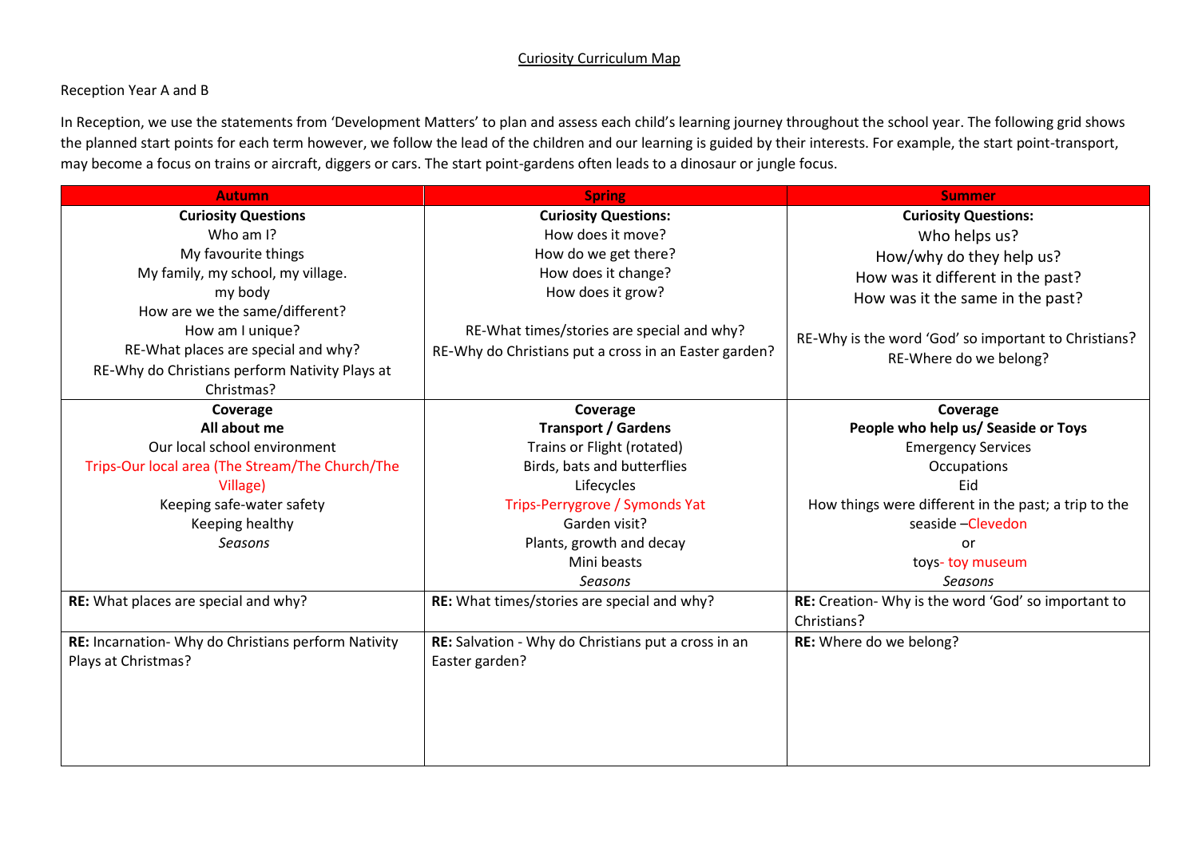Curiosity Curriculum Map

Reception Year A and B

In Reception, we use the statements from 'Development Matters' to plan and assess each child's learning journey throughout the school year. The following grid shows the planned start points for each term however, we follow the lead of the children and our learning is guided by their interests. For example, the start point-transport, may become a focus on trains or aircraft, diggers or cars. The start point-gardens often leads to a dinosaur or jungle focus.

| Autumn | Spring | Summer |
|---|---|---|
| **Curiosity Questions**<br>Who am I?<br>My favourite things<br>My family, my school, my village.<br>my body<br>How are we the same/different?<br>How am I unique?<br>RE-What places are special and why?<br>RE-Why do Christians perform Nativity Plays at Christmas? | **Curiosity Questions:**<br>How does it move?<br>How do we get there?<br>How does it change?<br>How does it grow?<br><br>RE-What times/stories are special and why?<br>RE-Why do Christians put a cross in an Easter garden? | **Curiosity Questions:**<br>Who helps us?<br>How/why do they help us?<br>How was it different in the past?<br>How was it the same in the past?<br><br>RE-Why is the word 'God' so important to Christians?<br>RE-Where do we belong? |
| **Coverage**<br>**All about me**<br>Our local school environment<br>Trips-Our local area (The Stream/The Church/The Village)<br>Keeping safe-water safety<br>Keeping healthy<br>*Seasons* | **Coverage**<br>**Transport / Gardens**<br>Trains or Flight (rotated)<br>Birds, bats and butterflies<br>Lifecycles<br>Trips-Perrygrove / Symonds Yat<br>Garden visit?<br>Plants, growth and decay<br>Mini beasts<br>*Seasons* | **Coverage**<br>**People who help us/ Seaside or Toys**<br>Emergency Services<br>Occupations<br>Eid<br>How things were different in the past; a trip to the seaside –Clevedon<br>or<br>toys- toy museum<br>*Seasons* |
| **RE:** What places are special and why? | **RE:** What times/stories are special and why? | **RE:** Creation- Why is the word 'God' so important to Christians? |
| **RE:** Incarnation- Why do Christians perform Nativity Plays at Christmas? | **RE:** Salvation - Why do Christians put a cross in an Easter garden? | **RE:** Where do we belong? |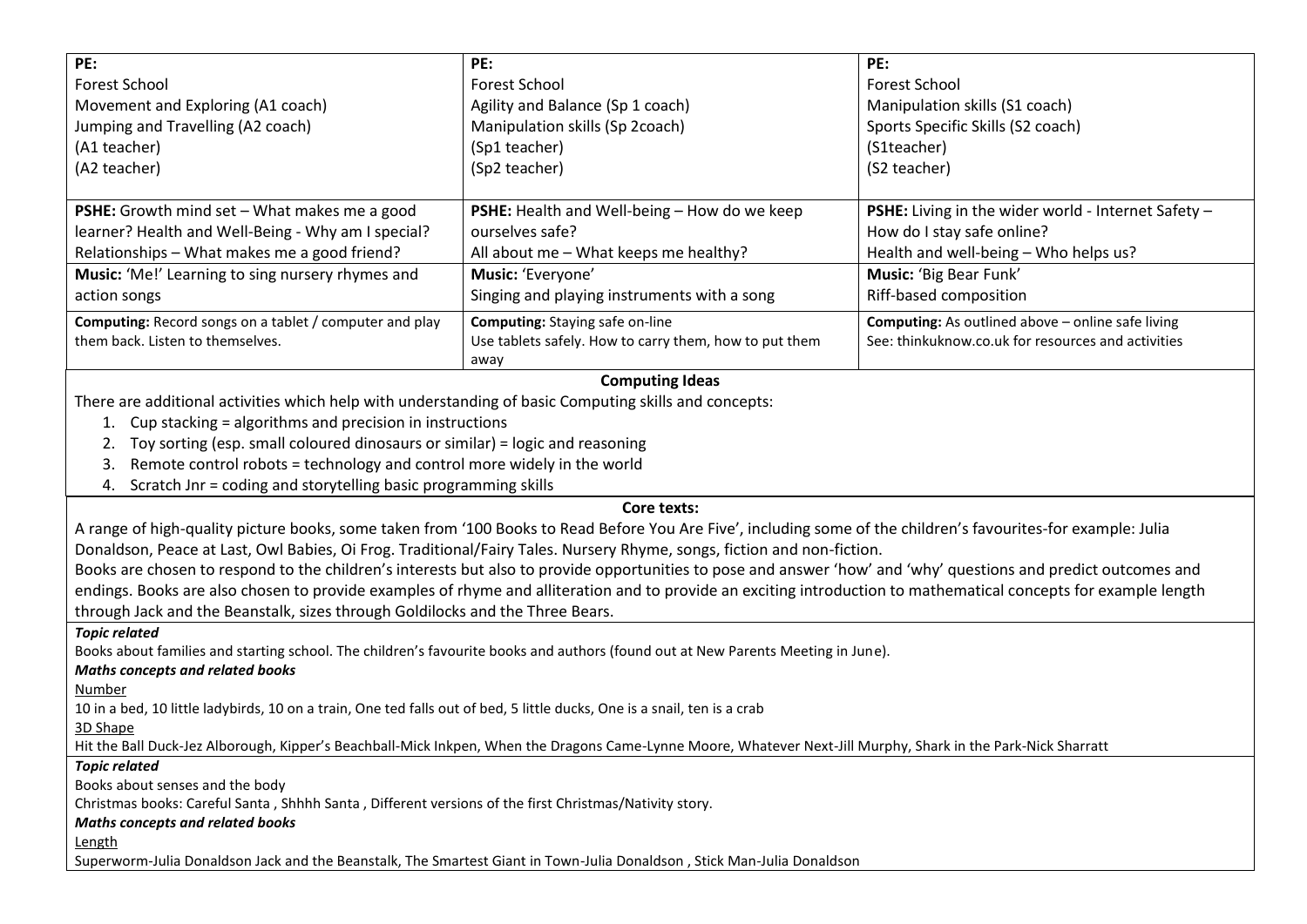| PE: Forest School Movement and Exploring (A1 coach) Jumping and Travelling (A2 coach) (A1 teacher) (A2 teacher) | PE: Forest School Agility and Balance (Sp 1 coach) Manipulation skills (Sp 2coach) (Sp1 teacher) (Sp2 teacher) | PE: Forest School Manipulation skills (S1 coach) Sports Specific Skills (S2 coach) (S1teacher) (S2 teacher) |
|---|---|---|
| **PSHE:** Growth mind set – What makes me a good learner? Health and Well-Being - Why am I special? Relationships – What makes me a good friend? | **PSHE:** Health and Well-being – How do we keep ourselves safe? All about me – What keeps me healthy? | **PSHE:** Living in the wider world - Internet Safety – How do I stay safe online? Health and well-being – Who helps us? |
| **Music:** 'Me!' Learning to sing nursery rhymes and action songs | **Music:** 'Everyone' Singing and playing instruments with a song | **Music:** 'Big Bear Funk' Riff-based composition |
| **Computing:** Record songs on a tablet / computer and play them back. Listen to themselves. | **Computing:** Staying safe on-line Use tablets safely. How to carry them, how to put them away | **Computing:** As outlined above – online safe living See: thinkuknow.co.uk for resources and activities |

**Computing Ideas**

There are additional activities which help with understanding of basic Computing skills and concepts:

1. Cup stacking = algorithms and precision in instructions
2. Toy sorting (esp. small coloured dinosaurs or similar) = logic and reasoning
3. Remote control robots = technology and control more widely in the world
4. Scratch Jnr = coding and storytelling basic programming skills

**Core texts:**

A range of high-quality picture books, some taken from '100 Books to Read Before You Are Five', including some of the children's favourites-for example: Julia Donaldson, Peace at Last, Owl Babies, Oi Frog. Traditional/Fairy Tales. Nursery Rhyme, songs, fiction and non-fiction.

Books are chosen to respond to the children's interests but also to provide opportunities to pose and answer 'how' and 'why' questions and predict outcomes and endings. Books are also chosen to provide examples of rhyme and alliteration and to provide an exciting introduction to mathematical concepts for example length through Jack and the Beanstalk, sizes through Goldilocks and the Three Bears.

***Topic related***

Books about families and starting school. The children's favourite books and authors (found out at New Parents Meeting in June).

***Maths concepts and related books***

Number

10 in a bed, 10 little ladybirds, 10 on a train, One ted falls out of bed, 5 little ducks, One is a snail, ten is a crab

3D Shape

Hit the Ball Duck-Jez Alborough, Kipper's Beachball-Mick Inkpen, When the Dragons Came-Lynne Moore, Whatever Next-Jill Murphy, Shark in the Park-Nick Sharratt

***Topic related***

Books about senses and the body

Christmas books: Careful Santa , Shhhh Santa , Different versions of the first Christmas/Nativity story.

***Maths concepts and related books***

Length

Superworm-Julia Donaldson Jack and the Beanstalk, The Smartest Giant in Town-Julia Donaldson , Stick Man-Julia Donaldson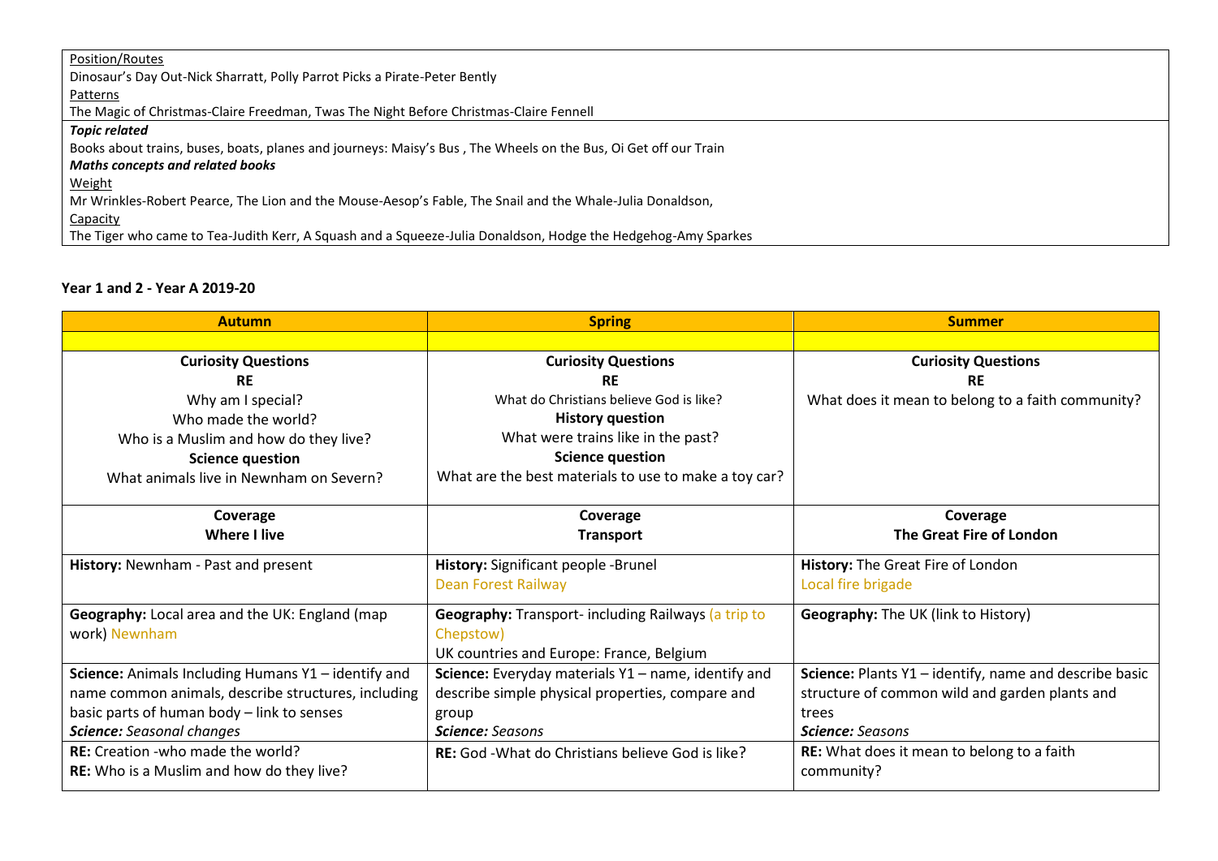Position/Routes

Dinosaur's Day Out-Nick Sharratt, Polly Parrot Picks a Pirate-Peter Bently

Patterns

The Magic of Christmas-Claire Freedman, Twas The Night Before Christmas-Claire Fennell

***Topic related***

Books about trains, buses, boats, planes and journeys: Maisy's Bus , The Wheels on the Bus, Oi Get off our Train

***Maths concepts and related books***

Weight

Mr Wrinkles-Robert Pearce, The Lion and the Mouse-Aesop's Fable, The Snail and the Whale-Julia Donaldson,

Capacity

The Tiger who came to Tea-Judith Kerr, A Squash and a Squeeze-Julia Donaldson, Hodge the Hedgehog-Amy Sparkes

**Year 1 and 2 - Year A 2019-20**

| Autumn | Spring | Summer |
|---|---|---|
| | | |
| **Curiosity Questions**<br>**RE**<br>Why am I special?<br>Who made the world?<br>Who is a Muslim and how do they live?<br>**Science question**<br>What animals live in Newnham on Severn? | **Curiosity Questions**<br>**RE**<br>What do Christians believe God is like?<br>**History question**<br>What were trains like in the past?<br>**Science question**<br>What are the best materials to use to make a toy car? | **Curiosity Questions**<br>**RE**<br>What does it mean to belong to a faith community? |
| **Coverage**<br>**Where I live** | **Coverage**<br>**Transport** | **Coverage**<br>**The Great Fire of London** |
| **History:** Newnham - Past and present | **History:** Significant people -Brunel<br>Dean Forest Railway | **History:** The Great Fire of London<br>Local fire brigade |
| **Geography:** Local area and the UK: England (map work) Newnham | **Geography:** Transport- including Railways (a trip to Chepstow)<br>UK countries and Europe: France, Belgium | **Geography:** The UK (link to History) |
| **Science:** Animals Including Humans Y1 – identify and name common animals, describe structures, including basic parts of human body – link to senses<br>***Science:*** *Seasonal changes* | **Science:** Everyday materials Y1 – name, identify and describe simple physical properties, compare and group<br>***Science:*** *Seasons* | **Science:** Plants Y1 – identify, name and describe basic structure of common wild and garden plants and trees<br>***Science:*** *Seasons* |
| **RE:** Creation -who made the world?<br>**RE:** Who is a Muslim and how do they live? | **RE:** God -What do Christians believe God is like? | **RE:** What does it mean to belong to a faith community? |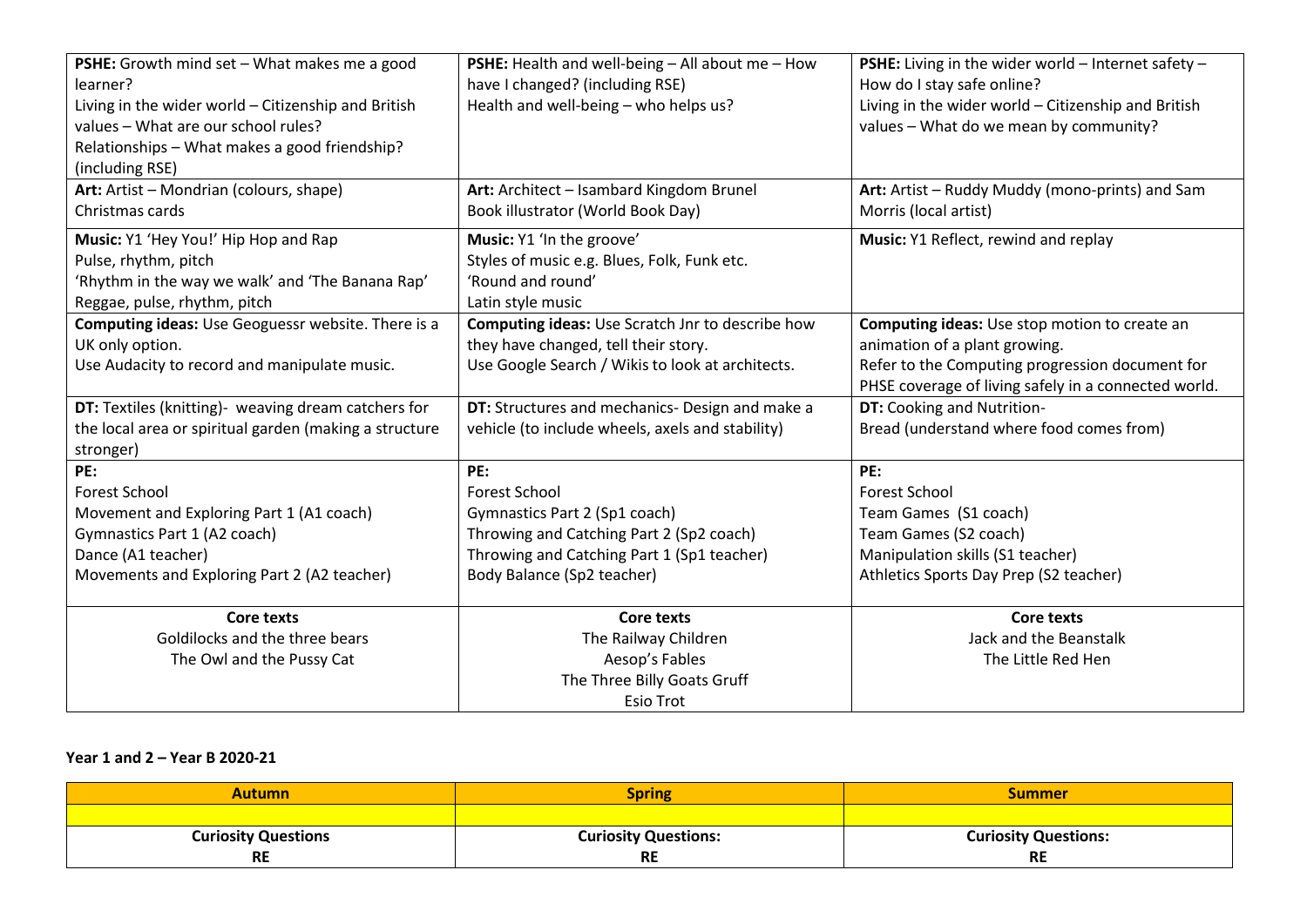| **PSHE:** Growth mind set – What makes me a good learner?<br>Living in the wider world – Citizenship and British values – What are our school rules?<br>Relationships – What makes a good friendship? (including RSE) | **PSHE:** Health and well-being – All about me – How have I changed? (including RSE)<br>Health and well-being – who helps us? | **PSHE:** Living in the wider world – Internet safety – How do I stay safe online?<br>Living in the wider world – Citizenship and British values – What do we mean by community? |
|---|---|---|
| **Art:** Artist – Mondrian (colours, shape)<br>Christmas cards | **Art:** Architect – Isambard Kingdom Brunel<br>Book illustrator (World Book Day) | **Art:** Artist – Ruddy Muddy (mono-prints) and Sam Morris (local artist) |
| **Music:** Y1 'Hey You!' Hip Hop and Rap<br>Pulse, rhythm, pitch<br>'Rhythm in the way we walk' and 'The Banana Rap'<br>Reggae, pulse, rhythm, pitch | **Music:** Y1 'In the groove'<br>Styles of music e.g. Blues, Folk, Funk etc.<br>'Round and round'<br>Latin style music | **Music:** Y1 Reflect, rewind and replay |
| **Computing ideas:** Use Geoguessr website. There is a UK only option.<br>Use Audacity to record and manipulate music. | **Computing ideas:** Use Scratch Jnr to describe how they have changed, tell their story.<br>Use Google Search / Wikis to look at architects. | **Computing ideas:** Use stop motion to create an animation of a plant growing.<br>Refer to the Computing progression document for PHSE coverage of living safely in a connected world. |
| **DT:** Textiles (knitting)- weaving dream catchers for the local area or spiritual garden (making a structure stronger) | **DT:** Structures and mechanics- Design and make a vehicle (to include wheels, axels and stability) | **DT:** Cooking and Nutrition-<br>Bread (understand where food comes from) |
| **PE:**<br>Forest School<br>Movement and Exploring Part 1 (A1 coach)<br>Gymnastics Part 1 (A2 coach)<br>Dance (A1 teacher)<br>Movements and Exploring Part 2 (A2 teacher) | **PE:**<br>Forest School<br>Gymnastics Part 2 (Sp1 coach)<br>Throwing and Catching Part 2 (Sp2 coach)<br>Throwing and Catching Part 1 (Sp1 teacher)<br>Body Balance (Sp2 teacher) | **PE:**<br>Forest School<br>Team Games (S1 coach)<br>Team Games (S2 coach)<br>Manipulation skills (S1 teacher)<br>Athletics Sports Day Prep (S2 teacher) |
| **Core texts**<br>Goldilocks and the three bears<br>The Owl and the Pussy Cat | **Core texts**<br>The Railway Children<br>Aesop's Fables<br>The Three Billy Goats Gruff<br>Esio Trot | **Core texts**<br>Jack and the Beanstalk<br>The Little Red Hen |

**Year 1 and 2 – Year B 2020-21**

| Autumn | Spring | Summer |
|---|---|---|
| | | |
| **Curiosity Questions**<br>**RE** | **Curiosity Questions:**<br>**RE** | **Curiosity Questions:**<br>**RE** |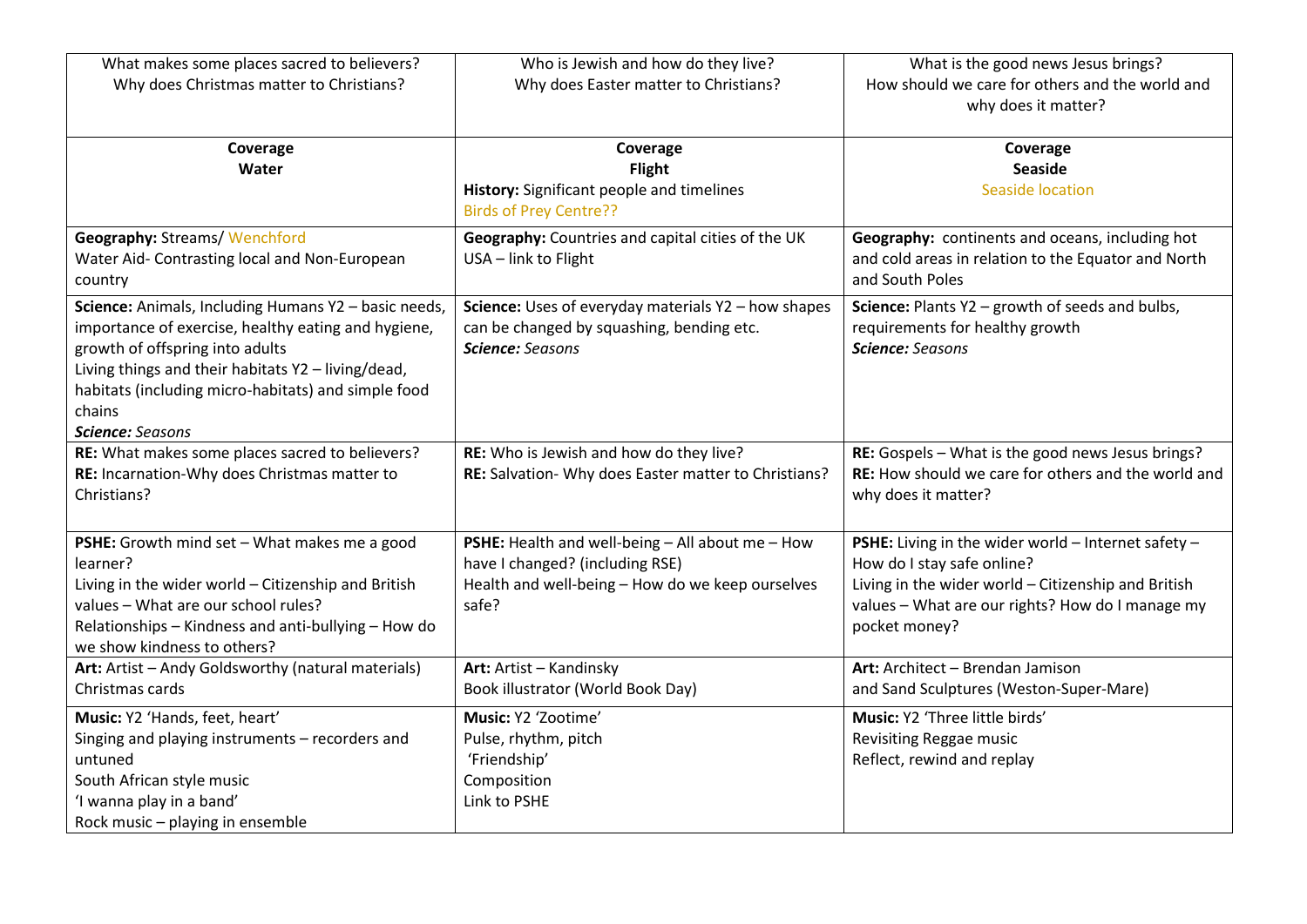| What makes some places sacred to believers?<br>Why does Christmas matter to Christians? | Who is Jewish and how do they live?<br>Why does Easter matter to Christians? | What is the good news Jesus brings?<br>How should we care for others and the world and why does it matter? |
|---|---|---|
| **Coverage**<br>**Water** | **Coverage**<br>**Flight**<br>**History:** Significant people and timelines<br>Birds of Prey Centre?? | **Coverage**<br>**Seaside**<br>Seaside location |
| **Geography:** Streams/ Wenchford<br>Water Aid- Contrasting local and Non-European country | **Geography:** Countries and capital cities of the UK<br>USA – link to Flight | **Geography:** continents and oceans, including hot and cold areas in relation to the Equator and North and South Poles |
| **Science:** Animals, Including Humans Y2 – basic needs, importance of exercise, healthy eating and hygiene, growth of offspring into adults<br>Living things and their habitats Y2 – living/dead, habitats (including micro-habitats) and simple food chains<br>***Science:*** *Seasons* | **Science:** Uses of everyday materials Y2 – how shapes can be changed by squashing, bending etc.<br>***Science:*** *Seasons* | **Science:** Plants Y2 – growth of seeds and bulbs, requirements for healthy growth<br>***Science:*** *Seasons* |
| **RE:** What makes some places sacred to believers?<br>**RE:** Incarnation-Why does Christmas matter to Christians? | **RE:** Who is Jewish and how do they live?<br>**RE:** Salvation- Why does Easter matter to Christians? | **RE:** Gospels – What is the good news Jesus brings?<br>**RE:** How should we care for others and the world and why does it matter? |
| **PSHE:** Growth mind set – What makes me a good learner?<br>Living in the wider world – Citizenship and British values – What are our school rules?<br>Relationships – Kindness and anti-bullying – How do we show kindness to others? | **PSHE:** Health and well-being – All about me – How have I changed? (including RSE)<br>Health and well-being – How do we keep ourselves safe? | **PSHE:** Living in the wider world – Internet safety – How do I stay safe online?<br>Living in the wider world – Citizenship and British values – What are our rights? How do I manage my pocket money? |
| **Art:** Artist – Andy Goldsworthy (natural materials)<br>Christmas cards | **Art:** Artist – Kandinsky<br>Book illustrator (World Book Day) | **Art:** Architect – Brendan Jamison<br>and Sand Sculptures (Weston-Super-Mare) |
| **Music:** Y2 'Hands, feet, heart'<br>Singing and playing instruments – recorders and untuned<br>South African style music<br>'I wanna play in a band'<br>Rock music – playing in ensemble | **Music:** Y2 'Zootime'<br>Pulse, rhythm, pitch<br>'Friendship'<br>Composition<br>Link to PSHE | **Music:** Y2 'Three little birds'<br>Revisiting Reggae music<br>Reflect, rewind and replay |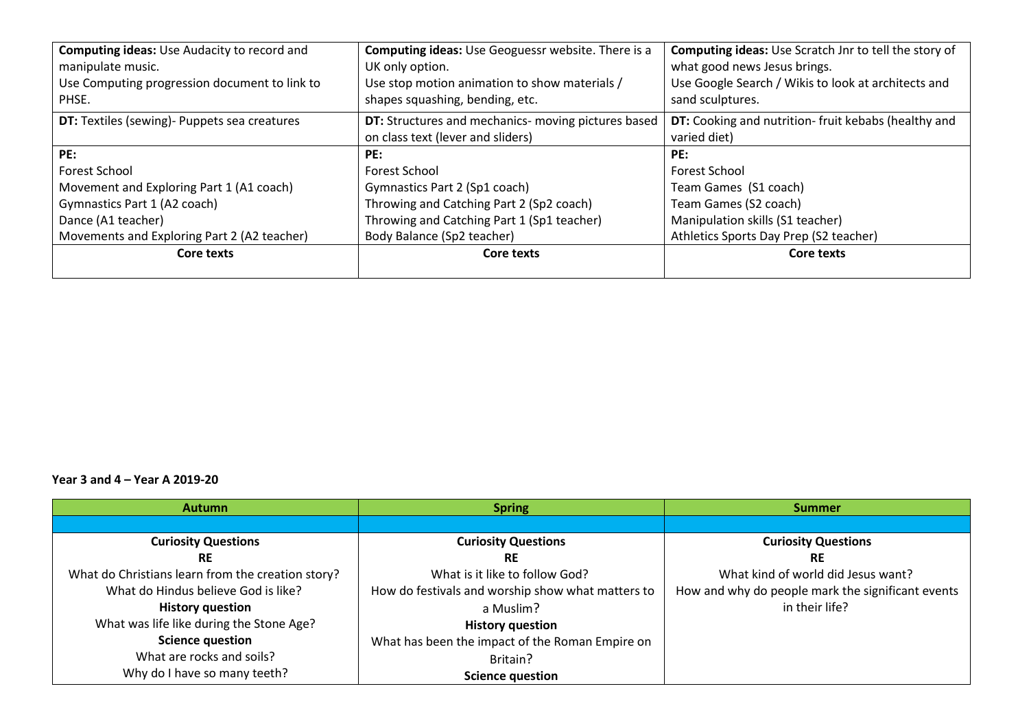| | | |
|---|---|---|
| **Computing ideas:** Use Audacity to record and manipulate music.<br>Use Computing progression document to link to PHSE. | **Computing ideas:** Use Geoguessr website. There is a UK only option.<br>Use stop motion animation to show materials / shapes squashing, bending, etc. | **Computing ideas:** Use Scratch Jnr to tell the story of what good news Jesus brings.<br>Use Google Search / Wikis to look at architects and sand sculptures. |
| **DT:** Textiles (sewing)- Puppets sea creatures | **DT:** Structures and mechanics- moving pictures based on class text (lever and sliders) | **DT:** Cooking and nutrition- fruit kebabs (healthy and varied diet) |
| **PE:**<br>Forest School<br>Movement and Exploring Part 1 (A1 coach)<br>Gymnastics Part 1 (A2 coach)<br>Dance (A1 teacher)<br>Movements and Exploring Part 2 (A2 teacher) | **PE:**<br>Forest School<br>Gymnastics Part 2 (Sp1 coach)<br>Throwing and Catching Part 2 (Sp2 coach)<br>Throwing and Catching Part 1 (Sp1 teacher)<br>Body Balance (Sp2 teacher) | **PE:**<br>Forest School<br>Team Games (S1 coach)<br>Team Games (S2 coach)<br>Manipulation skills (S1 teacher)<br>Athletics Sports Day Prep (S2 teacher) |
| **Core texts** | **Core texts** | **Core texts** |

**Year 3 and 4 – Year A 2019-20**

| Autumn | Spring | Summer |
|---|---|---|
| | | |
| **Curiosity Questions**<br>**RE**<br>What do Christians learn from the creation story?<br>What do Hindus believe God is like?<br>**History question**<br>What was life like during the Stone Age?<br>**Science question**<br>What are rocks and soils?<br>Why do I have so many teeth? | **Curiosity Questions**<br>**RE**<br>What is it like to follow God?<br>How do festivals and worship show what matters to a Muslim?<br>**History question**<br>What has been the impact of the Roman Empire on Britain?<br>**Science question** | **Curiosity Questions**<br>**RE**<br>What kind of world did Jesus want?<br>How and why do people mark the significant events in their life? |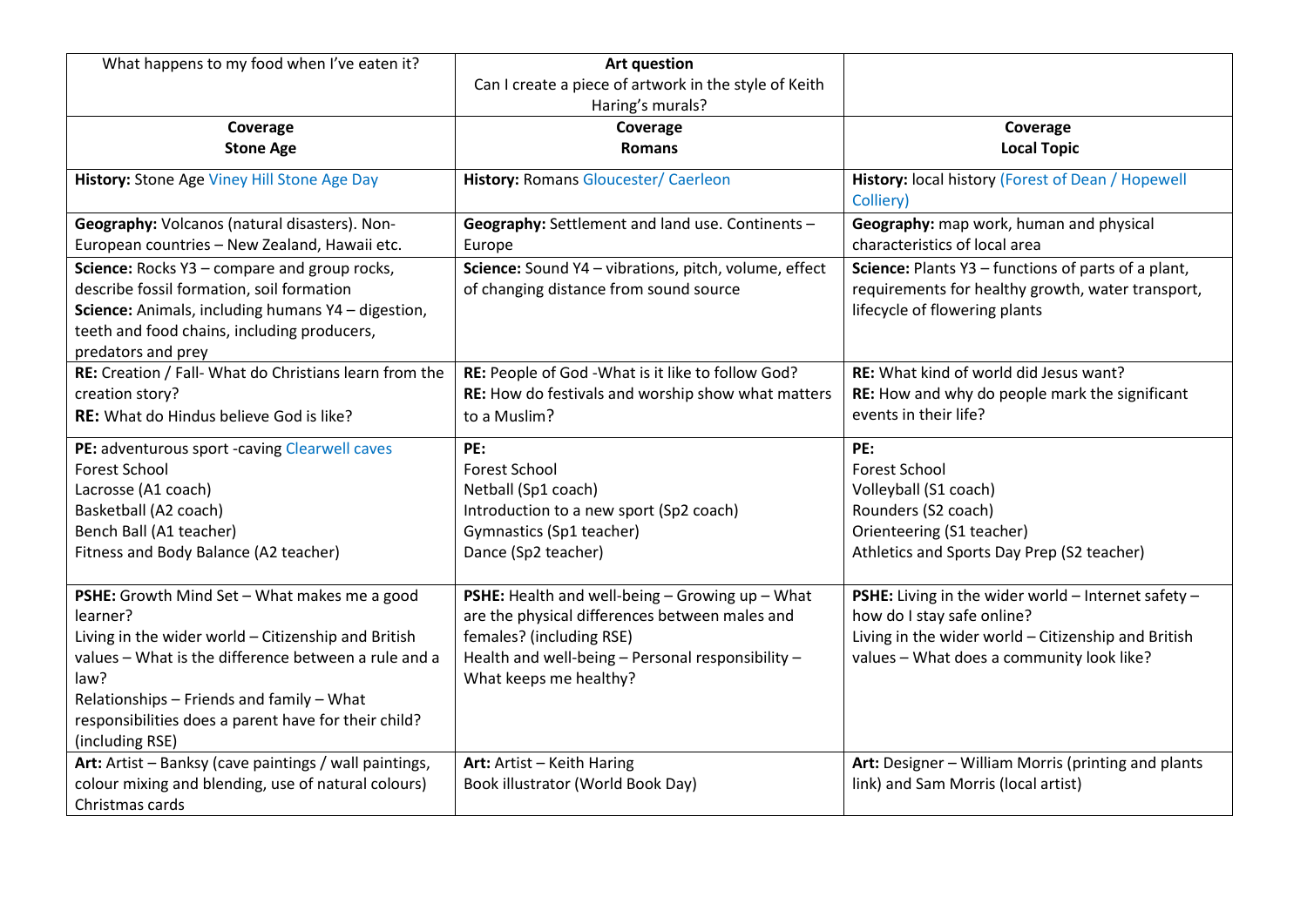| What happens to my food when I've eaten it? | **Art question**<br>Can I create a piece of artwork in the style of Keith Haring's murals? | |
|---|---|---|
| **Coverage**<br>**Stone Age** | **Coverage**<br>**Romans** | **Coverage**<br>**Local Topic** |
| **History:** Stone Age Viney Hill Stone Age Day | **History:** Romans Gloucester/ Caerleon | **History:** local history (Forest of Dean / Hopewell Colliery) |
| **Geography:** Volcanos (natural disasters). Non-European countries – New Zealand, Hawaii etc. | **Geography:** Settlement and land use. Continents – Europe | **Geography:** map work, human and physical characteristics of local area |
| **Science:** Rocks Y3 – compare and group rocks, describe fossil formation, soil formation<br>**Science:** Animals, including humans Y4 – digestion, teeth and food chains, including producers, predators and prey | **Science:** Sound Y4 – vibrations, pitch, volume, effect of changing distance from sound source | **Science:** Plants Y3 – functions of parts of a plant, requirements for healthy growth, water transport, lifecycle of flowering plants |
| **RE:** Creation / Fall- What do Christians learn from the creation story?<br>**RE:** What do Hindus believe God is like? | **RE:** People of God -What is it like to follow God?<br>**RE:** How do festivals and worship show what matters to a Muslim? | **RE:** What kind of world did Jesus want?<br>**RE:** How and why do people mark the significant events in their life? |
| **PE:** adventurous sport -caving Clearwell caves<br>Forest School<br>Lacrosse (A1 coach)<br>Basketball (A2 coach)<br>Bench Ball (A1 teacher)<br>Fitness and Body Balance (A2 teacher) | **PE:**<br>Forest School<br>Netball (Sp1 coach)<br>Introduction to a new sport (Sp2 coach)<br>Gymnastics (Sp1 teacher)<br>Dance (Sp2 teacher) | **PE:**<br>Forest School<br>Volleyball (S1 coach)<br>Rounders (S2 coach)<br>Orienteering (S1 teacher)<br>Athletics and Sports Day Prep (S2 teacher) |
| **PSHE:** Growth Mind Set – What makes me a good learner?<br>Living in the wider world – Citizenship and British values – What is the difference between a rule and a law?<br>Relationships – Friends and family – What responsibilities does a parent have for their child? (including RSE) | **PSHE:** Health and well-being – Growing up – What are the physical differences between males and females? (including RSE)<br>Health and well-being – Personal responsibility – What keeps me healthy? | **PSHE:** Living in the wider world – Internet safety – how do I stay safe online?<br>Living in the wider world – Citizenship and British values – What does a community look like? |
| **Art:** Artist – Banksy (cave paintings / wall paintings, colour mixing and blending, use of natural colours)<br>Christmas cards | **Art:** Artist – Keith Haring<br>Book illustrator (World Book Day) | **Art:** Designer – William Morris (printing and plants link) and Sam Morris (local artist) |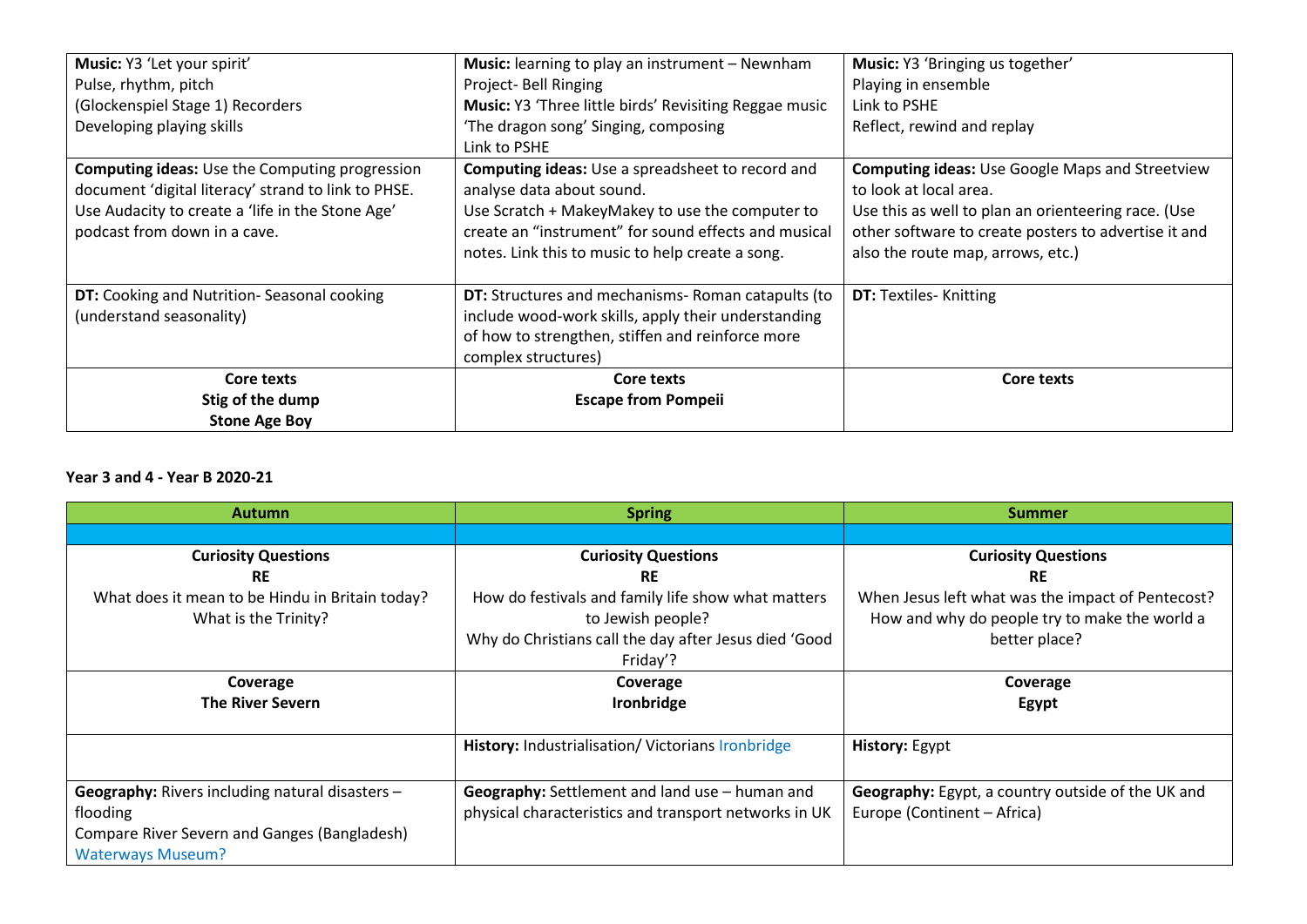| | | |
|---|---|---|
| **Music:** Y3 'Let your spirit'<br>Pulse, rhythm, pitch<br>(Glockenspiel Stage 1) Recorders<br>Developing playing skills | **Music:** learning to play an instrument – Newnham Project- Bell Ringing<br>**Music:** Y3 'Three little birds' Revisiting Reggae music 'The dragon song' Singing, composing<br>Link to PSHE | **Music:** Y3 'Bringing us together'<br>Playing in ensemble<br>Link to PSHE<br>Reflect, rewind and replay |
| **Computing ideas:** Use the Computing progression document 'digital literacy' strand to link to PHSE.<br>Use Audacity to create a 'life in the Stone Age' podcast from down in a cave. | **Computing ideas:** Use a spreadsheet to record and analyse data about sound.<br>Use Scratch + MakeyMakey to use the computer to create an "instrument" for sound effects and musical notes. Link this to music to help create a song. | **Computing ideas:** Use Google Maps and Streetview to look at local area.<br>Use this as well to plan an orienteering race. (Use other software to create posters to advertise it and also the route map, arrows, etc.) |
| **DT:** Cooking and Nutrition- Seasonal cooking (understand seasonality) | **DT:** Structures and mechanisms- Roman catapults (to include wood-work skills, apply their understanding of how to strengthen, stiffen and reinforce more complex structures) | **DT:** Textiles- Knitting |
| **Core texts**<br>**Stig of the dump**<br>**Stone Age Boy** | **Core texts**<br>**Escape from Pompeii** | **Core texts** |

**Year 3 and 4 - Year B 2020-21**

| Autumn | Spring | Summer |
|---|---|---|
| | | |
| **Curiosity Questions**<br>**RE**<br>What does it mean to be Hindu in Britain today?<br>What is the Trinity? | **Curiosity Questions**<br>**RE**<br>How do festivals and family life show what matters to Jewish people?<br>Why do Christians call the day after Jesus died 'Good Friday'? | **Curiosity Questions**<br>**RE**<br>When Jesus left what was the impact of Pentecost?<br>How and why do people try to make the world a better place? |
| **Coverage**<br>**The River Severn** | **Coverage**<br>**Ironbridge** | **Coverage**<br>**Egypt** |
| | **History:** Industrialisation/ Victorians Ironbridge | **History:** Egypt |
| **Geography:** Rivers including natural disasters – flooding<br>Compare River Severn and Ganges (Bangladesh)<br>Waterways Museum? | **Geography:** Settlement and land use – human and physical characteristics and transport networks in UK | **Geography:** Egypt, a country outside of the UK and Europe (Continent – Africa) |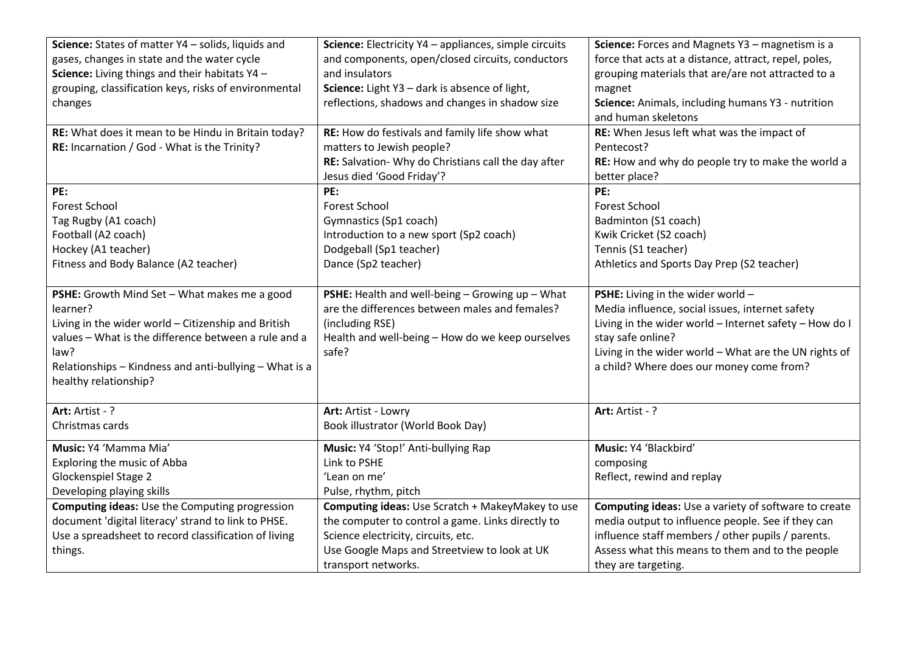| | | |
|---|---|---|
| **Science:** States of matter Y4 – solids, liquids and gases, changes in state and the water cycle<br>**Science:** Living things and their habitats Y4 – grouping, classification keys, risks of environmental changes | **Science:** Electricity Y4 – appliances, simple circuits and components, open/closed circuits, conductors and insulators<br>**Science:** Light Y3 – dark is absence of light, reflections, shadows and changes in shadow size | **Science:** Forces and Magnets Y3 – magnetism is a force that acts at a distance, attract, repel, poles, grouping materials that are/are not attracted to a magnet<br>**Science:** Animals, including humans Y3 - nutrition and human skeletons |
| **RE:** What does it mean to be Hindu in Britain today?<br>**RE:** Incarnation / God - What is the Trinity? | **RE:** How do festivals and family life show what matters to Jewish people?<br>**RE:** Salvation- Why do Christians call the day after Jesus died 'Good Friday'? | **RE:** When Jesus left what was the impact of Pentecost?<br>**RE:** How and why do people try to make the world a better place? |
| **PE:**<br>Forest School<br>Tag Rugby (A1 coach)<br>Football (A2 coach)<br>Hockey (A1 teacher)<br>Fitness and Body Balance (A2 teacher) | **PE:**<br>Forest School<br>Gymnastics (Sp1 coach)<br>Introduction to a new sport (Sp2 coach)<br>Dodgeball (Sp1 teacher)<br>Dance (Sp2 teacher) | **PE:**<br>Forest School<br>Badminton (S1 coach)<br>Kwik Cricket (S2 coach)<br>Tennis (S1 teacher)<br>Athletics and Sports Day Prep (S2 teacher) |
| **PSHE:** Growth Mind Set – What makes me a good learner?<br>Living in the wider world – Citizenship and British values – What is the difference between a rule and a law?<br>Relationships – Kindness and anti-bullying – What is a healthy relationship? | **PSHE:** Health and well-being – Growing up – What are the differences between males and females? (including RSE)<br>Health and well-being – How do we keep ourselves safe? | **PSHE:** Living in the wider world –<br>Media influence, social issues, internet safety<br>Living in the wider world – Internet safety – How do I stay safe online?<br>Living in the wider world – What are the UN rights of a child? Where does our money come from? |
| **Art:** Artist - ?<br>Christmas cards | **Art:** Artist - Lowry<br>Book illustrator (World Book Day) | **Art:** Artist - ? |
| **Music:** Y4 'Mamma Mia'<br>Exploring the music of Abba<br>Glockenspiel Stage 2<br>Developing playing skills | **Music:** Y4 'Stop!' Anti-bullying Rap<br>Link to PSHE<br>'Lean on me'<br>Pulse, rhythm, pitch | **Music:** Y4 'Blackbird'<br>composing<br>Reflect, rewind and replay |
| **Computing ideas:** Use the Computing progression document 'digital literacy' strand to link to PHSE.<br>Use a spreadsheet to record classification of living things. | **Computing ideas:** Use Scratch + MakeyMakey to use the computer to control a game. Links directly to Science electricity, circuits, etc.<br>Use Google Maps and Streetview to look at UK transport networks. | **Computing ideas:** Use a variety of software to create media output to influence people. See if they can influence staff members / other pupils / parents. Assess what this means to them and to the people they are targeting. |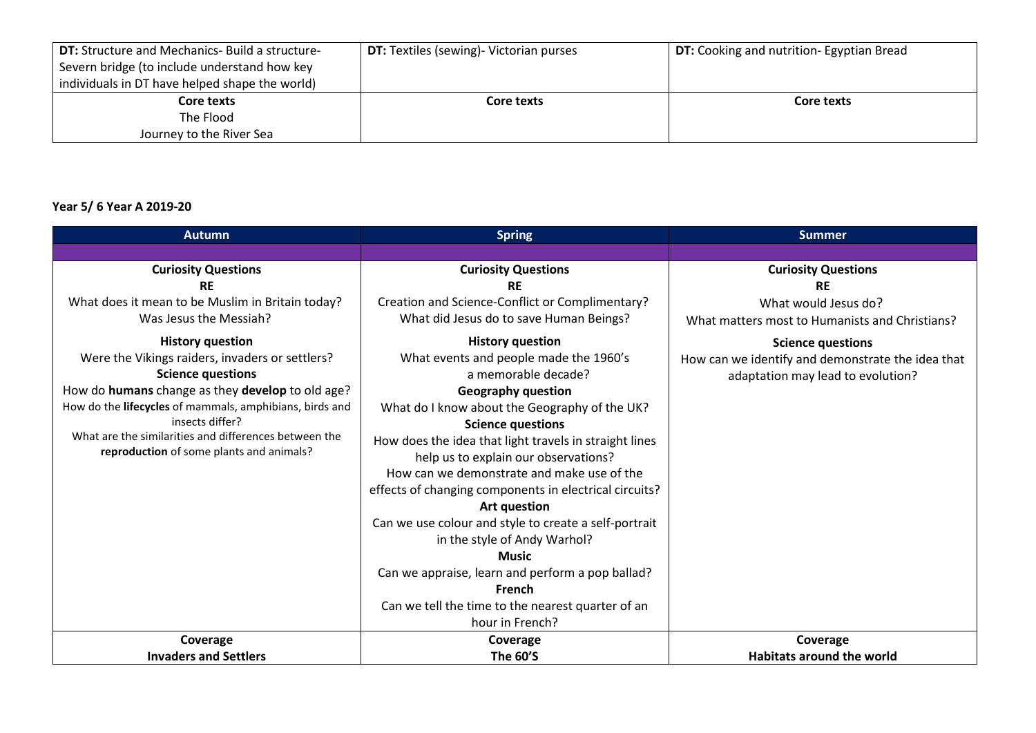| | | |
|---|---|---|
| **DT:** Structure and Mechanics- Build a structure- Severn bridge (to include understand how key individuals in DT have helped shape the world) | **DT:** Textiles (sewing)- Victorian purses | **DT:** Cooking and nutrition- Egyptian Bread |
| **Core texts**<br>The Flood<br>Journey to the River Sea | **Core texts** | **Core texts** |

**Year 5/ 6 Year A 2019-20**

| Autumn | Spring | Summer |
|---|---|---|
| | | |
| **Curiosity Questions**<br>**RE**<br>What does it mean to be Muslim in Britain today?<br>Was Jesus the Messiah?<br>**History question**<br>Were the Vikings raiders, invaders or settlers?<br>**Science questions**<br>How do **humans** change as they **develop** to old age?<br>How do the **lifecycles** of mammals, amphibians, birds and insects differ?<br>What are the similarities and differences between the **reproduction** of some plants and animals? | **Curiosity Questions**<br>**RE**<br>Creation and Science-Conflict or Complimentary?<br>What did Jesus do to save Human Beings?<br>**History question**<br>What events and people made the 1960's a memorable decade?<br>**Geography question**<br>What do I know about the Geography of the UK?<br>**Science questions**<br>How does the idea that light travels in straight lines help us to explain our observations?<br>How can we demonstrate and make use of the effects of changing components in electrical circuits?<br>**Art question**<br>Can we use colour and style to create a self-portrait in the style of Andy Warhol?<br>**Music**<br>Can we appraise, learn and perform a pop ballad?<br>**French**<br>Can we tell the time to the nearest quarter of an hour in French? | **Curiosity Questions**<br>**RE**<br>What would Jesus do?<br>What matters most to Humanists and Christians?<br>**Science questions**<br>How can we identify and demonstrate the idea that adaptation may lead to evolution? |
| **Coverage**<br>**Invaders and Settlers** | **Coverage**<br>**The 60'S** | **Coverage**<br>**Habitats around the world** |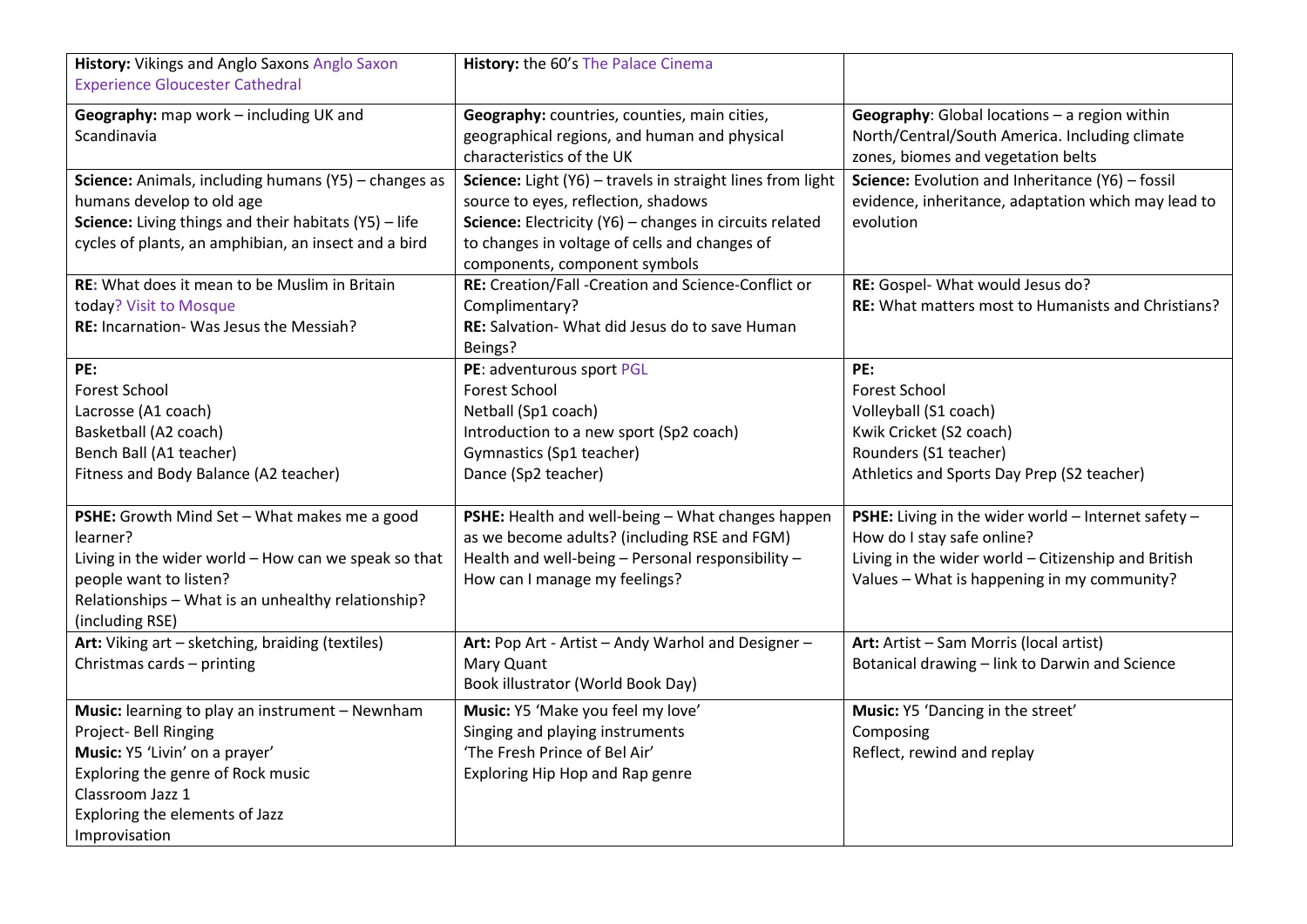| | | |
|---|---|---|
| **History:** Vikings and Anglo Saxons Anglo Saxon Experience Gloucester Cathedral | **History:** the 60's The Palace Cinema | |
| **Geography:** map work – including UK and Scandinavia | **Geography:** countries, counties, main cities, geographical regions, and human and physical characteristics of the UK | **Geography**: Global locations – a region within North/Central/South America. Including climate zones, biomes and vegetation belts |
| **Science:** Animals, including humans (Y5) – changes as humans develop to old age<br>**Science:** Living things and their habitats (Y5) – life cycles of plants, an amphibian, an insect and a bird | **Science:** Light (Y6) – travels in straight lines from light source to eyes, reflection, shadows<br>**Science:** Electricity (Y6) – changes in circuits related to changes in voltage of cells and changes of components, component symbols | **Science:** Evolution and Inheritance (Y6) – fossil evidence, inheritance, adaptation which may lead to evolution |
| **RE**: What does it mean to be Muslim in Britain today? Visit to Mosque<br>**RE:** Incarnation- Was Jesus the Messiah? | **RE:** Creation/Fall -Creation and Science-Conflict or Complimentary?<br>**RE:** Salvation- What did Jesus do to save Human Beings? | **RE:** Gospel- What would Jesus do?<br>**RE:** What matters most to Humanists and Christians? |
| **PE:**<br>Forest School<br>Lacrosse (A1 coach)<br>Basketball (A2 coach)<br>Bench Ball (A1 teacher)<br>Fitness and Body Balance (A2 teacher) | **PE**: adventurous sport PGL<br>Forest School<br>Netball (Sp1 coach)<br>Introduction to a new sport (Sp2 coach)<br>Gymnastics (Sp1 teacher)<br>Dance (Sp2 teacher) | **PE:**<br>Forest School<br>Volleyball (S1 coach)<br>Kwik Cricket (S2 coach)<br>Rounders (S1 teacher)<br>Athletics and Sports Day Prep (S2 teacher) |
| **PSHE:** Growth Mind Set – What makes me a good learner?<br>Living in the wider world – How can we speak so that people want to listen?<br>Relationships – What is an unhealthy relationship? (including RSE) | **PSHE:** Health and well-being – What changes happen as we become adults? (including RSE and FGM)<br>Health and well-being – Personal responsibility – How can I manage my feelings? | **PSHE:** Living in the wider world – Internet safety – How do I stay safe online?<br>Living in the wider world – Citizenship and British Values – What is happening in my community? |
| **Art:** Viking art – sketching, braiding (textiles)<br>Christmas cards – printing | **Art:** Pop Art - Artist – Andy Warhol and Designer – Mary Quant<br>Book illustrator (World Book Day) | **Art:** Artist – Sam Morris (local artist)<br>Botanical drawing – link to Darwin and Science |
| **Music:** learning to play an instrument – Newnham Project- Bell Ringing<br>**Music:** Y5 'Livin' on a prayer'<br>Exploring the genre of Rock music<br>Classroom Jazz 1<br>Exploring the elements of Jazz<br>Improvisation | **Music:** Y5 'Make you feel my love'<br>Singing and playing instruments<br>'The Fresh Prince of Bel Air'<br>Exploring Hip Hop and Rap genre | **Music:** Y5 'Dancing in the street'<br>Composing<br>Reflect, rewind and replay |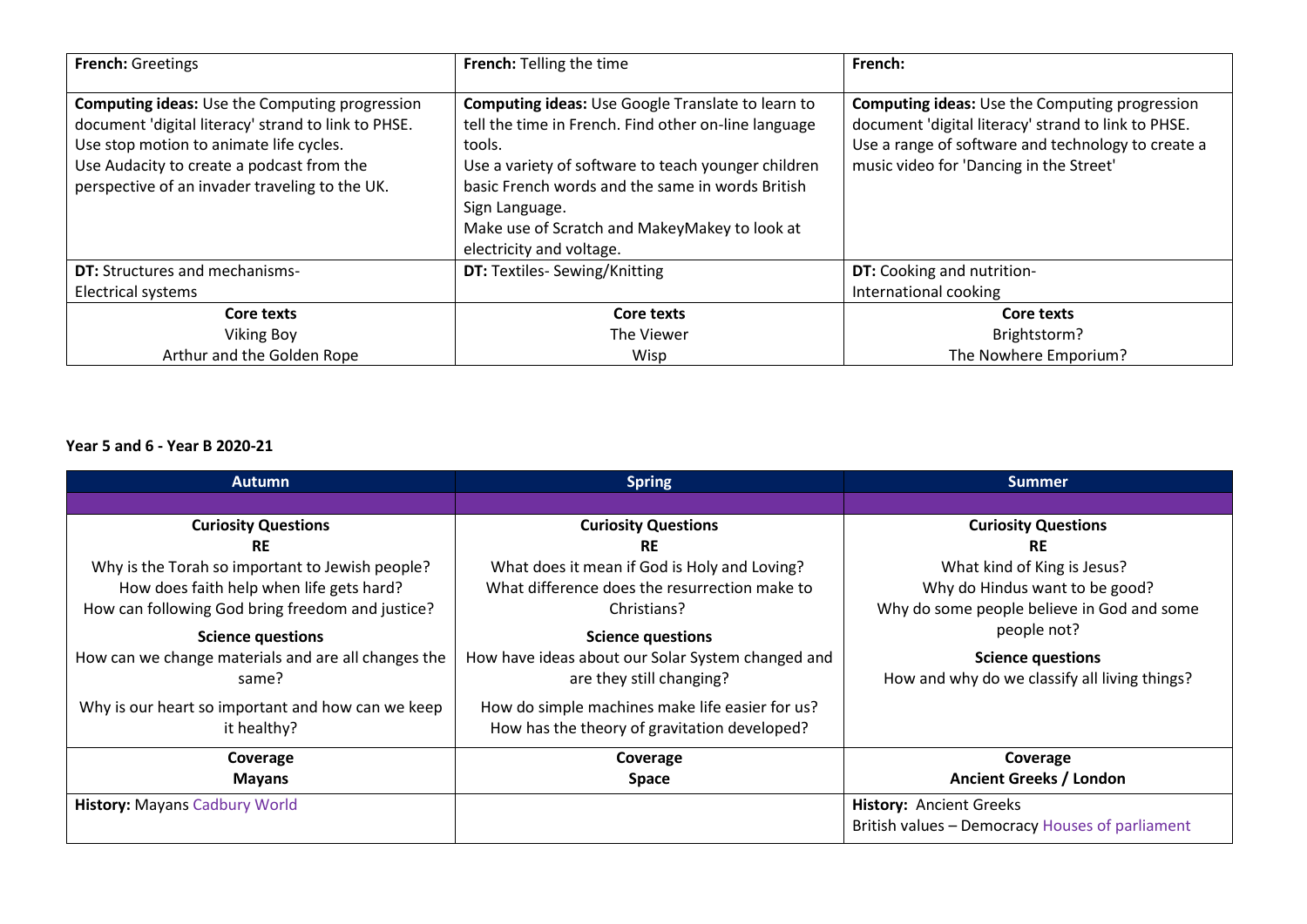| **French:** Greetings | **French:** Telling the time | **French:** |
|---|---|---|
| **Computing ideas:** Use the Computing progression document 'digital literacy' strand to link to PHSE.<br>Use stop motion to animate life cycles.<br>Use Audacity to create a podcast from the perspective of an invader traveling to the UK. | **Computing ideas:** Use Google Translate to learn to tell the time in French. Find other on-line language tools.<br>Use a variety of software to teach younger children basic French words and the same in words British Sign Language.<br>Make use of Scratch and MakeyMakey to look at electricity and voltage. | **Computing ideas:** Use the Computing progression document 'digital literacy' strand to link to PHSE.<br>Use a range of software and technology to create a music video for 'Dancing in the Street' |
| **DT:** Structures and mechanisms-<br>Electrical systems | **DT:** Textiles- Sewing/Knitting | **DT:** Cooking and nutrition-<br>International cooking |
| **Core texts**<br>Viking Boy<br>Arthur and the Golden Rope | **Core texts**<br>The Viewer<br>Wisp | **Core texts**<br>Brightstorm?<br>The Nowhere Emporium? |

**Year 5 and 6 - Year B 2020-21**

| Autumn | Spring | Summer |
|---|---|---|
| | | |
| **Curiosity Questions**<br>**RE**<br>Why is the Torah so important to Jewish people?<br>How does faith help when life gets hard?<br>How can following God bring freedom and justice?<br>**Science questions**<br>How can we change materials and are all changes the same?<br>Why is our heart so important and how can we keep it healthy? | **Curiosity Questions**<br>**RE**<br>What does it mean if God is Holy and Loving?<br>What difference does the resurrection make to Christians?<br>**Science questions**<br>How have ideas about our Solar System changed and are they still changing?<br>How do simple machines make life easier for us?<br>How has the theory of gravitation developed? | **Curiosity Questions**<br>**RE**<br>What kind of King is Jesus?<br>Why do Hindus want to be good?<br>Why do some people believe in God and some people not?<br>**Science questions**<br>How and why do we classify all living things? |
| **Coverage**<br>**Mayans** | **Coverage**<br>**Space** | **Coverage**<br>**Ancient Greeks / London** |
| **History:** Mayans Cadbury World | | **History:** Ancient Greeks<br>British values – Democracy Houses of parliament |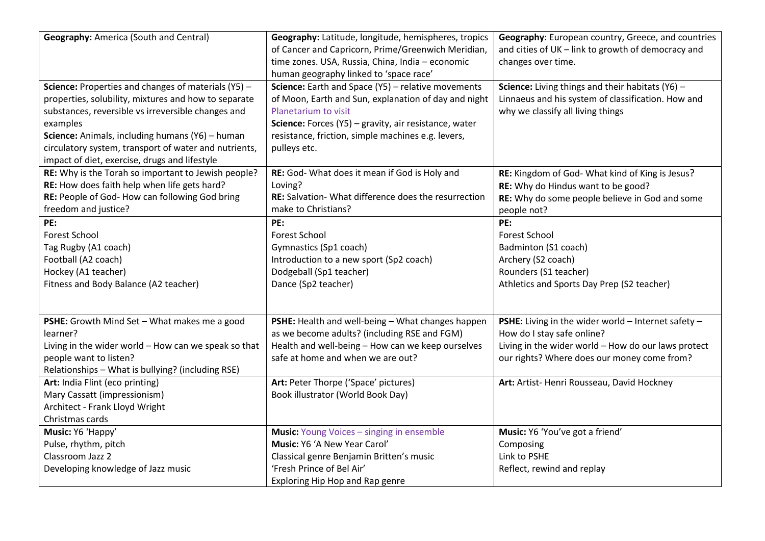| | | |
|---|---|---|
| **Geography:** America (South and Central) | **Geography:** Latitude, longitude, hemispheres, tropics of Cancer and Capricorn, Prime/Greenwich Meridian, time zones. USA, Russia, China, India – economic human geography linked to 'space race' | **Geography**: European country, Greece, and countries and cities of UK – link to growth of democracy and changes over time. |
| **Science:** Properties and changes of materials (Y5) – properties, solubility, mixtures and how to separate substances, reversible vs irreversible changes and examples<br>**Science:** Animals, including humans (Y6) – human circulatory system, transport of water and nutrients, impact of diet, exercise, drugs and lifestyle | **Science:** Earth and Space (Y5) – relative movements of Moon, Earth and Sun, explanation of day and night<br>Planetarium to visit<br>**Science:** Forces (Y5) – gravity, air resistance, water resistance, friction, simple machines e.g. levers, pulleys etc. | **Science:** Living things and their habitats (Y6) – Linnaeus and his system of classification. How and why we classify all living things |
| **RE:** Why is the Torah so important to Jewish people?<br>**RE:** How does faith help when life gets hard?<br>**RE:** People of God- How can following God bring freedom and justice? | **RE:** God- What does it mean if God is Holy and Loving?<br>**RE:** Salvation- What difference does the resurrection make to Christians? | **RE:** Kingdom of God- What kind of King is Jesus?<br>**RE:** Why do Hindus want to be good?<br>**RE:** Why do some people believe in God and some people not? |
| **PE:**<br>Forest School<br>Tag Rugby (A1 coach)<br>Football (A2 coach)<br>Hockey (A1 teacher)<br>Fitness and Body Balance (A2 teacher) | **PE:**<br>Forest School<br>Gymnastics (Sp1 coach)<br>Introduction to a new sport (Sp2 coach)<br>Dodgeball (Sp1 teacher)<br>Dance (Sp2 teacher) | **PE:**<br>Forest School<br>Badminton (S1 coach)<br>Archery (S2 coach)<br>Rounders (S1 teacher)<br>Athletics and Sports Day Prep (S2 teacher) |
| **PSHE:** Growth Mind Set – What makes me a good learner?<br>Living in the wider world – How can we speak so that people want to listen?<br>Relationships – What is bullying? (including RSE) | **PSHE:** Health and well-being – What changes happen as we become adults? (including RSE and FGM)<br>Health and well-being – How can we keep ourselves safe at home and when we are out? | **PSHE:** Living in the wider world – Internet safety – How do I stay safe online?<br>Living in the wider world – How do our laws protect our rights? Where does our money come from? |
| **Art:** India Flint (eco printing)<br>Mary Cassatt (impressionism)<br>Architect - Frank Lloyd Wright<br>Christmas cards | **Art:** Peter Thorpe ('Space' pictures)<br>Book illustrator (World Book Day) | **Art:** Artist- Henri Rousseau, David Hockney |
| **Music:** Y6 'Happy'<br>Pulse, rhythm, pitch<br>Classroom Jazz 2<br>Developing knowledge of Jazz music | **Music:** Young Voices – singing in ensemble<br>**Music:** Y6 'A New Year Carol'<br>Classical genre Benjamin Britten's music<br>'Fresh Prince of Bel Air'<br>Exploring Hip Hop and Rap genre | **Music:** Y6 'You've got a friend'<br>Composing<br>Link to PSHE<br>Reflect, rewind and replay |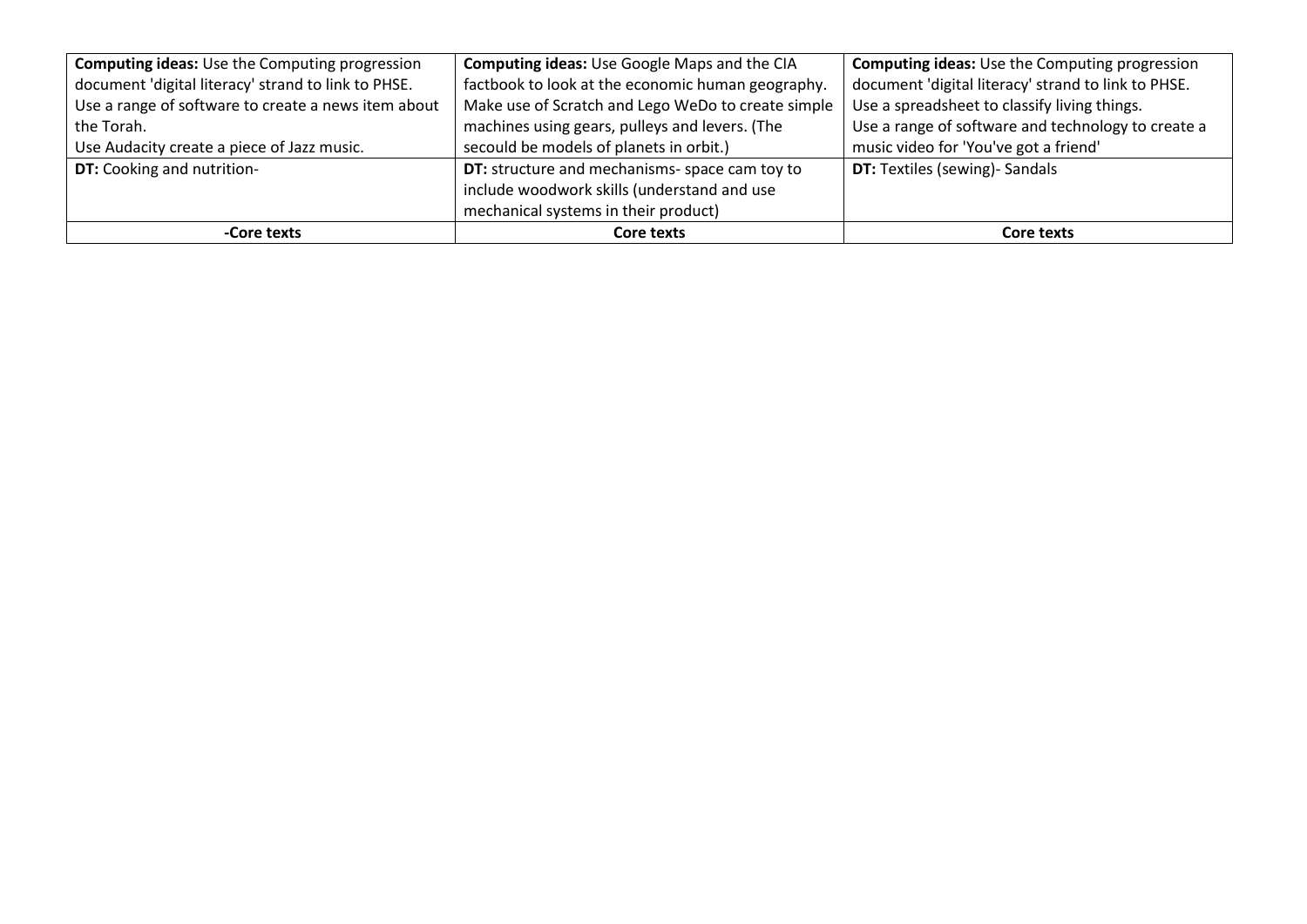| | | |
|---|---|---|
| **Computing ideas:** Use the Computing progression document 'digital literacy' strand to link to PHSE.<br>Use a range of software to create a news item about the Torah.<br>Use Audacity create a piece of Jazz music. | **Computing ideas:** Use Google Maps and the CIA factbook to look at the economic human geography.<br>Make use of Scratch and Lego WeDo to create simple machines using gears, pulleys and levers. (The secould be models of planets in orbit.) | **Computing ideas:** Use the Computing progression document 'digital literacy' strand to link to PHSE.<br>Use a spreadsheet to classify living things.<br>Use a range of software and technology to create a music video for 'You've got a friend' |
| **DT:** Cooking and nutrition- | **DT:** structure and mechanisms- space cam toy to include woodwork skills (understand and use mechanical systems in their product) | **DT:** Textiles (sewing)- Sandals |
| **-Core texts** | **Core texts** | **Core texts** |